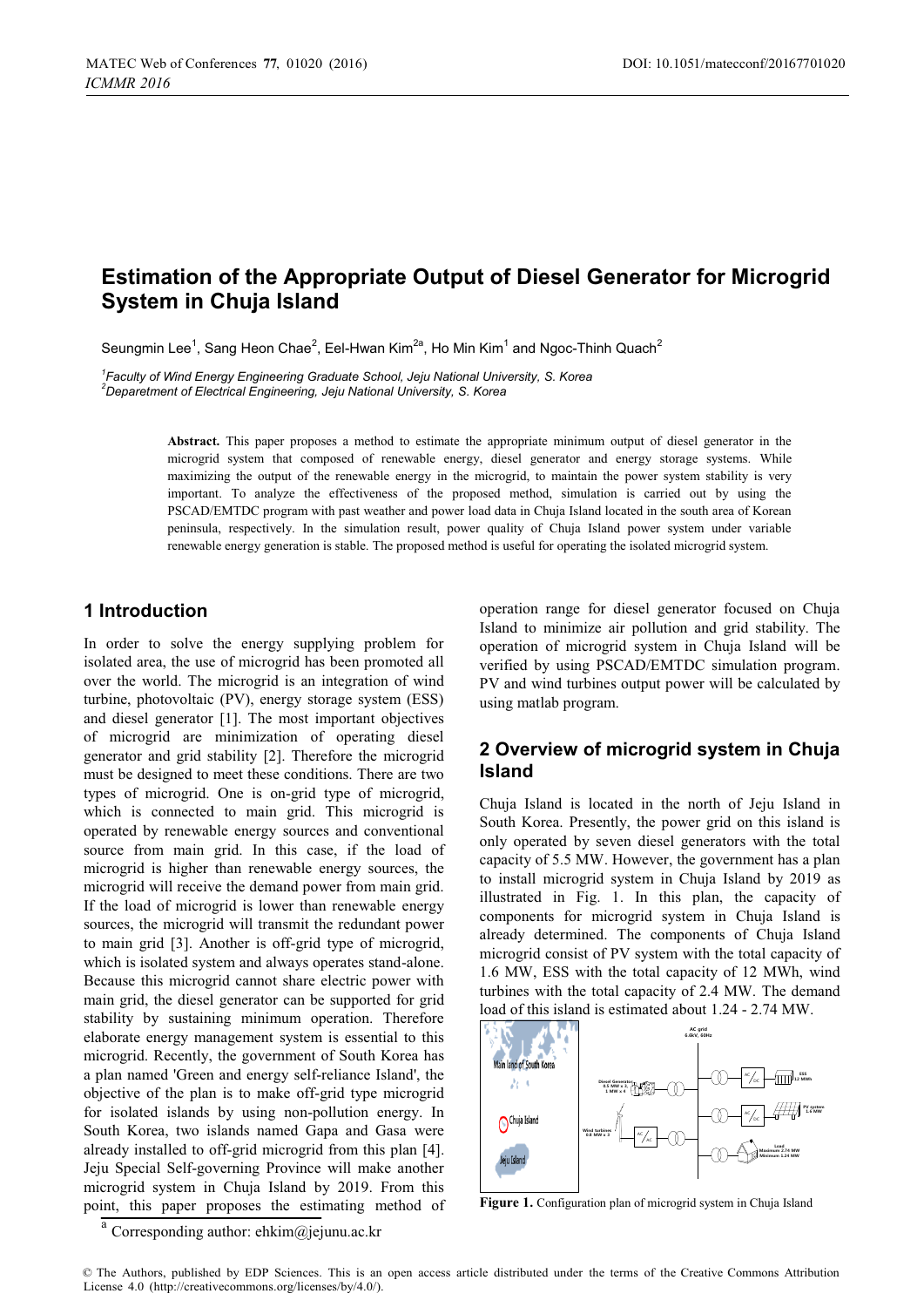# Estimation of the Appropriate Output of Diesel Generator for Microgrid System in Chuja Island

Seungmin Lee[1], Sang Heon Chae[2], Eel-Hwan Kim[2a], Ho Min Kim[1] and Ngoc-Thinh Quach[2]

[1]*Faculty of Wind Energy Engineering Graduate School, Jeju National University, S. Korea*
[2]*Deparetment of Electrical Engineering, Jeju National University, S. Korea*

**Abstract.** This paper proposes a method to estimate the appropriate minimum output of diesel generator in the microgrid system that composed of renewable energy, diesel generator and energy storage systems. While maximizing the output of the renewable energy in the microgrid, to maintain the power system stability is very important. To analyze the effectiveness of the proposed method, simulation is carried out by using the PSCAD/EMTDC program with past weather and power load data in Chuja Island located in the south area of Korean peninsula, respectively. In the simulation result, power quality of Chuja Island power system under variable renewable energy generation is stable. The proposed method is useful for operating the isolated microgrid system.

## 1 Introduction

In order to solve the energy supplying problem for isolated area, the use of microgrid has been promoted all over the world. The microgrid is an integration of wind turbine, photovoltaic (PV), energy storage system (ESS) and diesel generator [1]. The most important objectives of microgrid are minimization of operating diesel generator and grid stability [2]. Therefore the microgrid must be designed to meet these conditions. There are two types of microgrid. One is on-grid type of microgrid, which is connected to main grid. This microgrid is operated by renewable energy sources and conventional source from main grid. In this case, if the load of microgrid is higher than renewable energy sources, the microgrid will receive the demand power from main grid. If the load of microgrid is lower than renewable energy sources, the microgrid will transmit the redundant power to main grid [3]. Another is off-grid type of microgrid, which is isolated system and always operates stand-alone. Because this microgrid cannot share electric power with main grid, the diesel generator can be supported for grid stability by sustaining minimum operation. Therefore elaborate energy management system is essential to this microgrid. Recently, the government of South Korea has a plan named 'Green and energy self-reliance Island', the objective of the plan is to make off-grid type microgrid for isolated islands by using non-pollution energy. In South Korea, two islands named Gapa and Gasa were already installed to off-grid microgrid from this plan [4]. Jeju Special Self-governing Province will make another microgrid system in Chuja Island by 2019. From this point, this paper proposes the estimating method of operation range for diesel generator focused on Chuja Island to minimize air pollution and grid stability. The operation of microgrid system in Chuja Island will be verified by using PSCAD/EMTDC simulation program. PV and wind turbines output power will be calculated by using matlab program.

## 2 Overview of microgrid system in Chuja Island

Chuja Island is located in the north of Jeju Island in South Korea. Presently, the power grid on this island is only operated by seven diesel generators with the total capacity of 5.5 MW. However, the government has a plan to install microgrid system in Chuja Island by 2019 as illustrated in Fig. 1. In this plan, the capacity of components for microgrid system in Chuja Island is already determined. The components of Chuja Island microgrid consist of PV system with the total capacity of 1.6 MW, ESS with the total capacity of 12 MWh, wind turbines with the total capacity of 2.4 MW. The demand load of this island is estimated about 1.24 - 2.74 MW.

**Figure 1.** Configuration plan of microgrid system in Chuja Island

[a] Corresponding author: ehkim@jejunu.ac.kr

© The Authors, published by EDP Sciences. This is an open access article distributed under the terms of the Creative Commons Attribution License 4.0 (http://creativecommons.org/licenses/by/4.0/).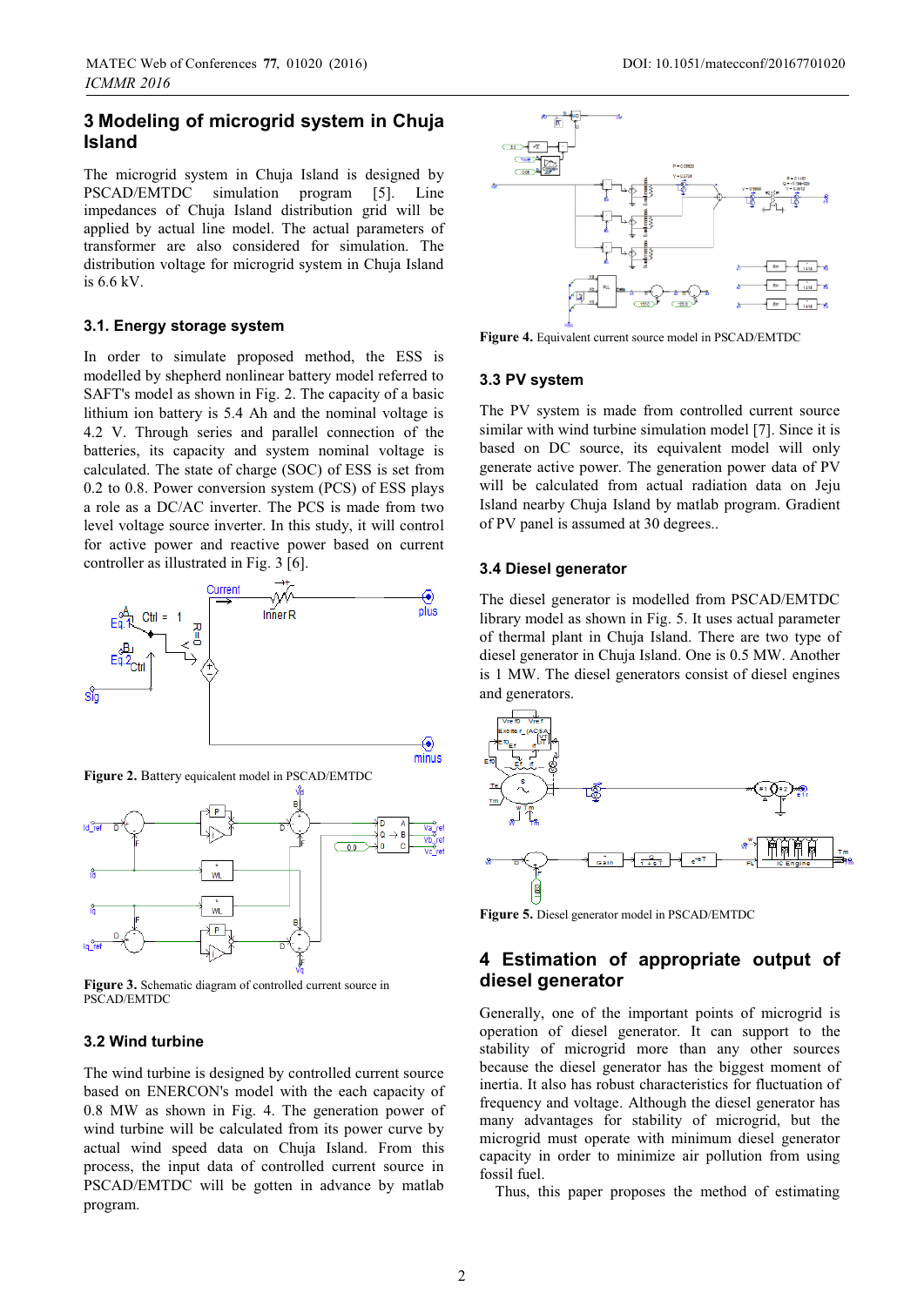## 3 Modeling of microgrid system in Chuja Island

The microgrid system in Chuja Island is designed by PSCAD/EMTDC simulation program [5]. Line impedances of Chuja Island distribution grid will be applied by actual line model. The actual parameters of transformer are also considered for simulation. The distribution voltage for microgrid system in Chuja Island is 6.6 kV.

### 3.1. Energy storage system

In order to simulate proposed method, the ESS is modelled by shepherd nonlinear battery model referred to SAFT's model as shown in Fig. 2. The capacity of a basic lithium ion battery is 5.4 Ah and the nominal voltage is 4.2 V. Through series and parallel connection of the batteries, its capacity and system nominal voltage is calculated. The state of charge (SOC) of ESS is set from 0.2 to 0.8. Power conversion system (PCS) of ESS plays a role as a DC/AC inverter. The PCS is made from two level voltage source inverter. In this study, it will control for active power and reactive power based on current controller as illustrated in Fig. 3 [6].

**Figure 2.** Battery equicalent model in PSCAD/EMTDC

**Figure 3.** Schematic diagram of controlled current source in PSCAD/EMTDC

### 3.2 Wind turbine

The wind turbine is designed by controlled current source based on ENERCON's model with the each capacity of 0.8 MW as shown in Fig. 4. The generation power of wind turbine will be calculated from its power curve by actual wind speed data on Chuja Island. From this process, the input data of controlled current source in PSCAD/EMTDC will be gotten in advance by matlab program.

**Figure 4.** Equivalent current source model in PSCAD/EMTDC

### 3.3 PV system

The PV system is made from controlled current source similar with wind turbine simulation model [7]. Since it is based on DC source, its equivalent model will only generate active power. The generation power data of PV will be calculated from actual radiation data on Jeju Island nearby Chuja Island by matlab program. Gradient of PV panel is assumed at 30 degrees..

### 3.4 Diesel generator

The diesel generator is modelled from PSCAD/EMTDC library model as shown in Fig. 5. It uses actual parameter of thermal plant in Chuja Island. There are two type of diesel generator in Chuja Island. One is 0.5 MW. Another is 1 MW. The diesel generators consist of diesel engines and generators.

**Figure 5.** Diesel generator model in PSCAD/EMTDC

## 4 Estimation of appropriate output of diesel generator

Generally, one of the important points of microgrid is operation of diesel generator. It can support to the stability of microgrid more than any other sources because the diesel generator has the biggest moment of inertia. It also has robust characteristics for fluctuation of frequency and voltage. Although the diesel generator has many advantages for stability of microgrid, but the microgrid must operate with minimum diesel generator capacity in order to minimize air pollution from using fossil fuel.

Thus, this paper proposes the method of estimating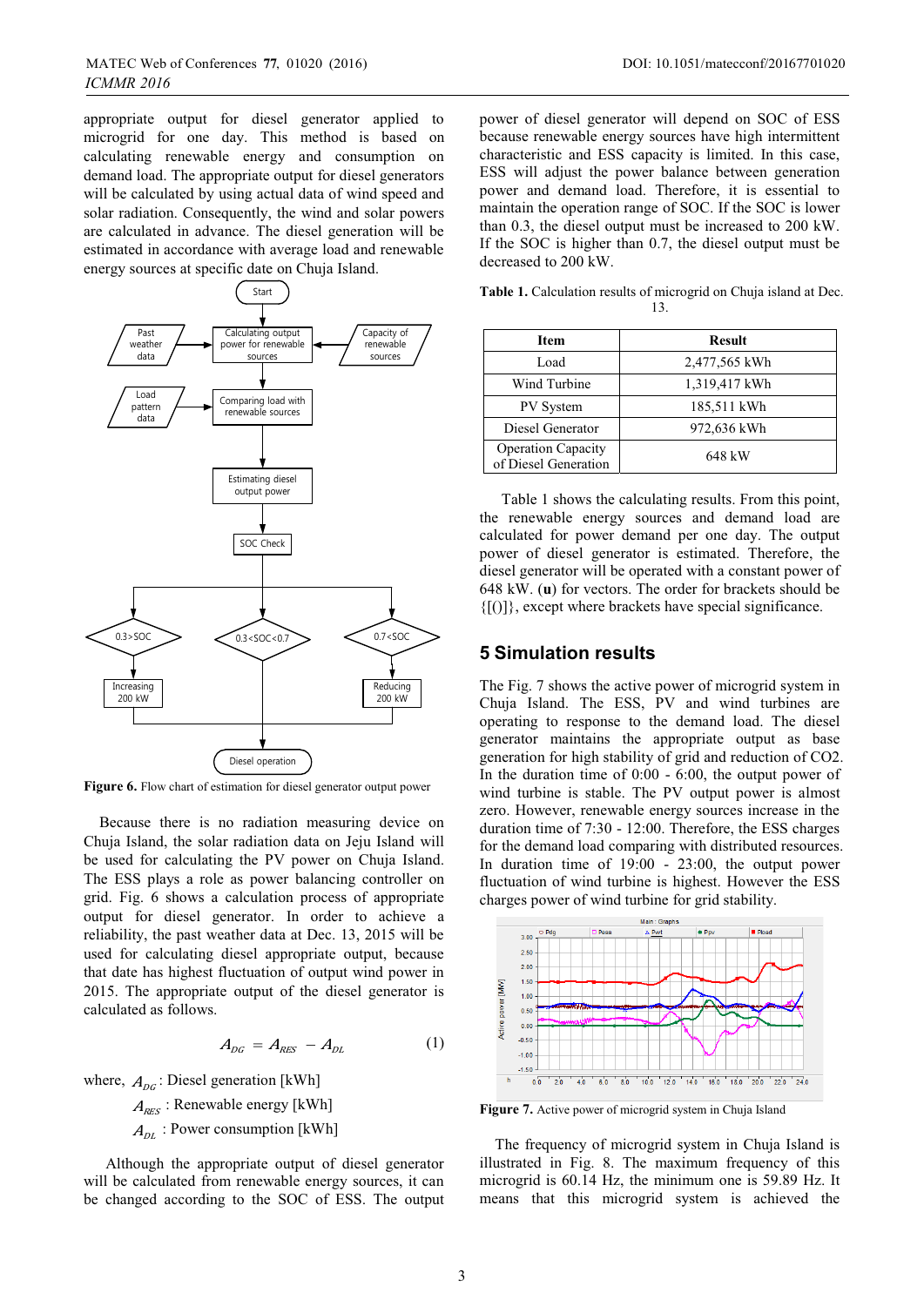appropriate output for diesel generator applied to microgrid for one day. This method is based on calculating renewable energy and consumption on demand load. The appropriate output for diesel generators will be calculated by using actual data of wind speed and solar radiation. Consequently, the wind and solar powers are calculated in advance. The diesel generation will be estimated in accordance with average load and renewable energy sources at specific date on Chuja Island.

**Figure 6.** Flow chart of estimation for diesel generator output power

Because there is no radiation measuring device on Chuja Island, the solar radiation data on Jeju Island will be used for calculating the PV power on Chuja Island. The ESS plays a role as power balancing controller on grid. Fig. 6 shows a calculation process of appropriate output for diesel generator. In order to achieve a reliability, the past weather data at Dec. 13, 2015 will be used for calculating diesel appropriate output, because that date has highest fluctuation of output wind power in 2015. The appropriate output of the diesel generator is calculated as follows.

$$A_{DG} = A_{RES} - A_{DL} \tag{1}$$

where, $A_{DG}$ : Diesel generation [kWh]

$A_{RES}$ : Renewable energy [kWh]

$A_{DL}$ : Power consumption [kWh]

Although the appropriate output of diesel generator will be calculated from renewable energy sources, it can be changed according to the SOC of ESS. The output power of diesel generator will depend on SOC of ESS because renewable energy sources have high intermittent characteristic and ESS capacity is limited. In this case, ESS will adjust the power balance between generation power and demand load. Therefore, it is essential to maintain the operation range of SOC. If the SOC is lower than 0.3, the diesel output must be increased to 200 kW. If the SOC is higher than 0.7, the diesel output must be decreased to 200 kW.

**Table 1.** Calculation results of microgrid on Chuja island at Dec. 13.

| Item | Result |
|---|---|
| Load | 2,477,565 kWh |
| Wind Turbine | 1,319,417 kWh |
| PV System | 185,511 kWh |
| Diesel Generator | 972,636 kWh |
| Operation Capacity of Diesel Generation | 648 kW |

Table 1 shows the calculating results. From this point, the renewable energy sources and demand load are calculated for power demand per one day. The output power of diesel generator is estimated. Therefore, the diesel generator will be operated with a constant power of 648 kW. (**u**) for vectors. The order for brackets should be {[()]}, except where brackets have special significance.

## 5 Simulation results

The Fig. 7 shows the active power of microgrid system in Chuja Island. The ESS, PV and wind turbines are operating to response to the demand load. The diesel generator maintains the appropriate output as base generation for high stability of grid and reduction of CO2. In the duration time of 0:00 - 6:00, the output power of wind turbine is stable. The PV output power is almost zero. However, renewable energy sources increase in the duration time of 7:30 - 12:00. Therefore, the ESS charges for the demand load comparing with distributed resources. In duration time of 19:00 - 23:00, the output power fluctuation of wind turbine is highest. However the ESS charges power of wind turbine for grid stability.

**Figure 7.** Active power of microgrid system in Chuja Island

The frequency of microgrid system in Chuja Island is illustrated in Fig. 8. The maximum frequency of this microgrid is 60.14 Hz, the minimum one is 59.89 Hz. It means that this microgrid system is achieved the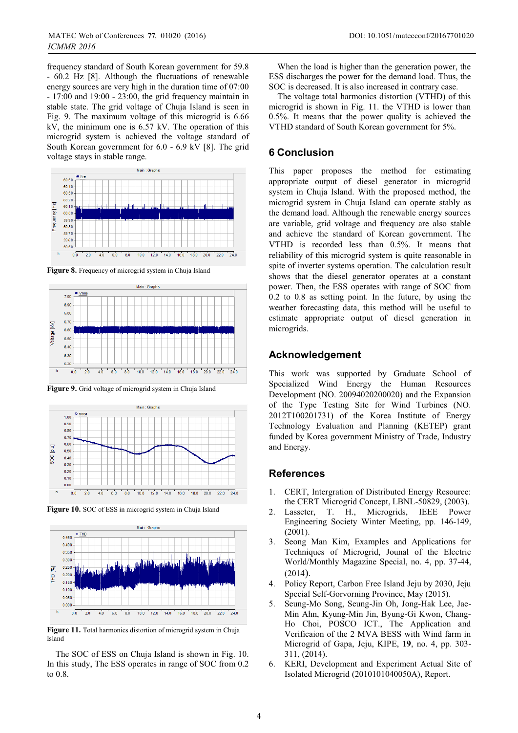frequency standard of South Korean government for 59.8 - 60.2 Hz [8]. Although the fluctuations of renewable energy sources are very high in the duration time of 07:00 - 17:00 and 19:00 - 23:00, the grid frequency maintain in stable state. The grid voltage of Chuja Island is seen in Fig. 9. The maximum voltage of this microgrid is 6.66 kV, the minimum one is 6.57 kV. The operation of this microgrid system is achieved the voltage standard of South Korean government for 6.0 - 6.9 kV [8]. The grid voltage stays in stable range.

**Figure 8.** Frequency of microgrid system in Chuja Island

**Figure 9.** Grid voltage of microgrid system in Chuja Island

**Figure 10.** SOC of ESS in microgrid system in Chuja Island

**Figure 11.** Total harmonics distortion of microgrid system in Chuja Island

The SOC of ESS on Chuja Island is shown in Fig. 10. In this study, The ESS operates in range of SOC from 0.2 to 0.8.

When the load is higher than the generation power, the ESS discharges the power for the demand load. Thus, the SOC is decreased. It is also increased in contrary case.

The voltage total harmonics distortion (VTHD) of this microgrid is shown in Fig. 11. the VTHD is lower than 0.5%. It means that the power quality is achieved the VTHD standard of South Korean government for 5%.

## 6 Conclusion

This paper proposes the method for estimating appropriate output of diesel generator in microgrid system in Chuja Island. With the proposed method, the microgrid system in Chuja Island can operate stably as the demand load. Although the renewable energy sources are variable, grid voltage and frequency are also stable and achieve the standard of Korean government. The VTHD is recorded less than 0.5%. It means that reliability of this microgrid system is quite reasonable in spite of inverter systems operation. The calculation result shows that the diesel generator operates at a constant power. Then, the ESS operates with range of SOC from 0.2 to 0.8 as setting point. In the future, by using the weather forecasting data, this method will be useful to estimate appropriate output of diesel generation in microgrids.

## Acknowledgement

This work was supported by Graduate School of Specialized Wind Energy the Human Resources Development (NO. 20094020200020) and the Expansion of the Type Testing Site for Wind Turbines (NO. 2012T100201731) of the Korea Institute of Energy Technology Evaluation and Planning (KETEP) grant funded by Korea government Ministry of Trade, Industry and Energy.

## References

1. CERT, Intergration of Distributed Energy Resource: the CERT Microgrid Concept, LBNL-50829, (2003).
2. Lasseter, T. H., Microgrids, IEEE Power Engineering Society Winter Meeting, pp. 146-149, (2001).
3. Seong Man Kim, Examples and Applications for Techniques of Microgrid, Jounal of the Electric World/Monthly Magazine Special, no. 4, pp. 37-44, (2014).
4. Policy Report, Carbon Free Island Jeju by 2030, Jeju Special Self-Gorvorning Province, May (2015).
5. Seung-Mo Song, Seung-Jin Oh, Jong-Hak Lee, Jae-Min Ahn, Kyung-Min Jin, Byung-Gi Kwon, Chang-Ho Choi, POSCO ICT., The Application and Verificaion of the 2 MVA BESS with Wind farm in Microgrid of Gapa, Jeju, KIPE, **19**, no. 4, pp. 303-311, (2014).
6. KERI, Development and Experiment Actual Site of Isolated Microgrid (2010101040050A), Report.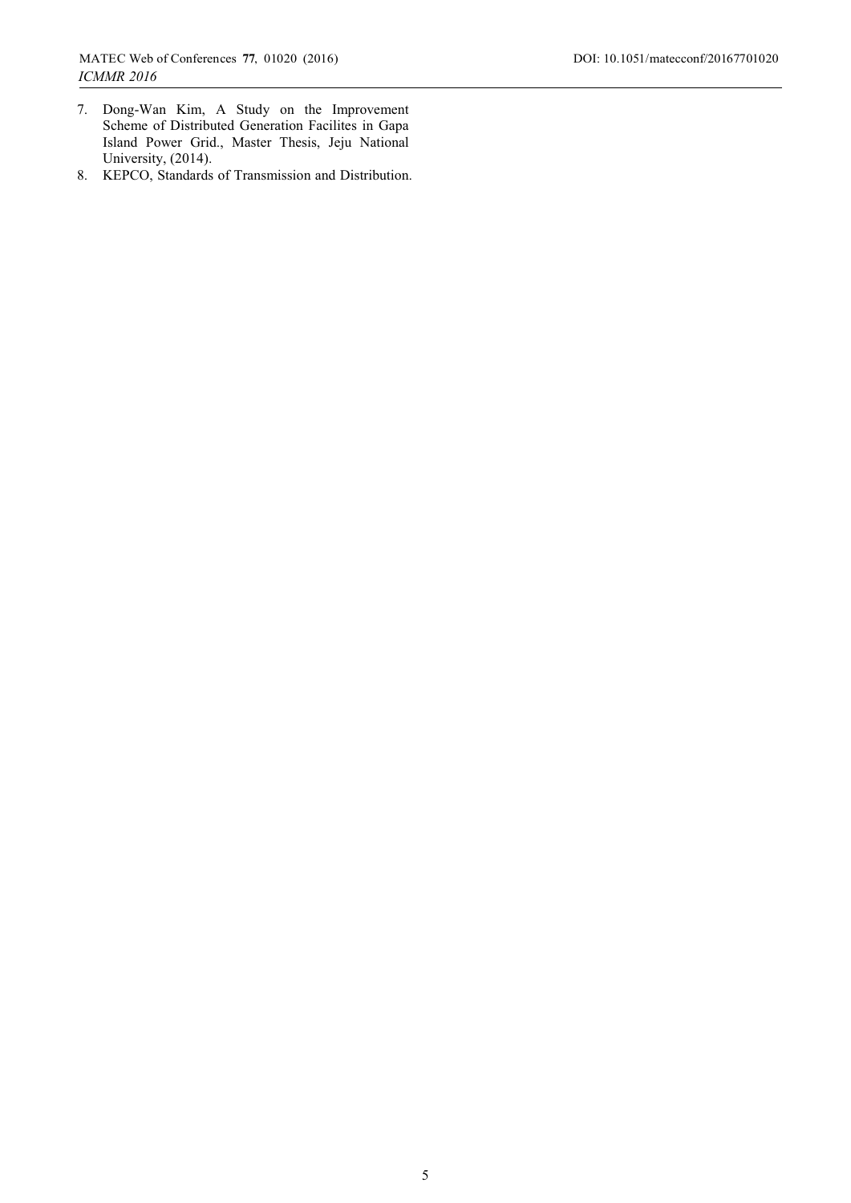7. Dong-Wan Kim, A Study on the Improvement Scheme of Distributed Generation Facilites in Gapa Island Power Grid., Master Thesis, Jeju National University, (2014).
8. KEPCO, Standards of Transmission and Distribution.